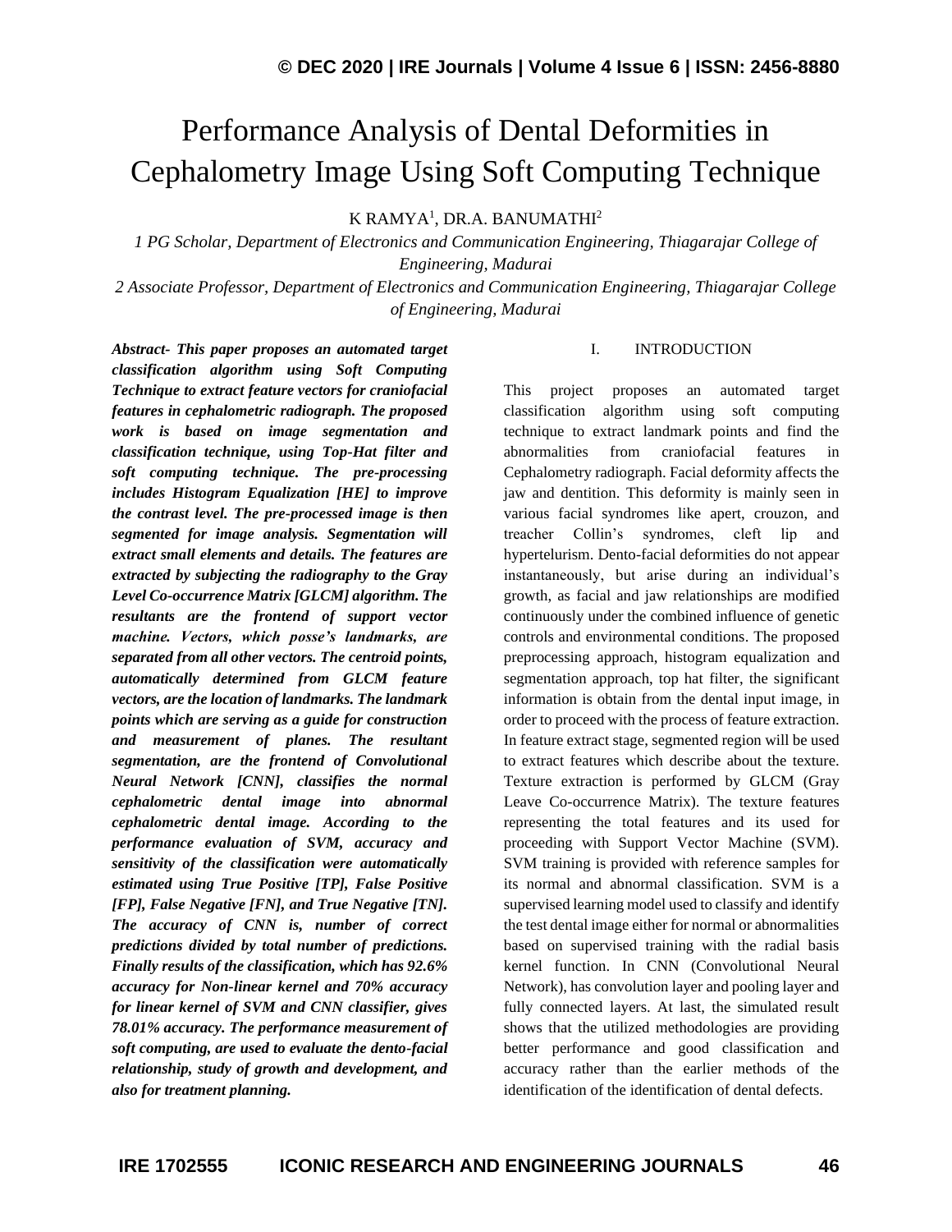# Performance Analysis of Dental Deformities in Cephalometry Image Using Soft Computing Technique

K RAMYA[1], DR.A. BANUMATHI[2]

*1 PG Scholar, Department of Electronics and Communication Engineering, Thiagarajar College of Engineering, Madurai*

*2 Associate Professor, Department of Electronics and Communication Engineering, Thiagarajar College of Engineering, Madurai*

***Abstract- This paper proposes an automated target classification algorithm using Soft Computing Technique to extract feature vectors for craniofacial features in cephalometric radiograph. The proposed work is based on image segmentation and classification technique, using Top-Hat filter and soft computing technique. The pre-processing includes Histogram Equalization [HE] to improve the contrast level. The pre-processed image is then segmented for image analysis. Segmentation will extract small elements and details. The features are extracted by subjecting the radiography to the Gray Level Co-occurrence Matrix [GLCM] algorithm. The resultants are the frontend of support vector machine. Vectors, which posse's landmarks, are separated from all other vectors. The centroid points, automatically determined from GLCM feature vectors, are the location of landmarks. The landmark points which are serving as a guide for construction and measurement of planes. The resultant segmentation, are the frontend of Convolutional Neural Network [CNN], classifies the normal cephalometric dental image into abnormal cephalometric dental image. According to the performance evaluation of SVM, accuracy and sensitivity of the classification were automatically estimated using True Positive [TP], False Positive [FP], False Negative [FN], and True Negative [TN]. The accuracy of CNN is, number of correct predictions divided by total number of predictions. Finally results of the classification, which has 92.6% accuracy for Non-linear kernel and 70% accuracy for linear kernel of SVM and CNN classifier, gives 78.01% accuracy. The performance measurement of soft computing, are used to evaluate the dento-facial relationship, study of growth and development, and also for treatment planning.***

## I. INTRODUCTION

This project proposes an automated target classification algorithm using soft computing technique to extract landmark points and find the abnormalities from craniofacial features in Cephalometry radiograph. Facial deformity affects the jaw and dentition. This deformity is mainly seen in various facial syndromes like apert, crouzon, and treacher Collin's syndromes, cleft lip and hypertelurism. Dento-facial deformities do not appear instantaneously, but arise during an individual's growth, as facial and jaw relationships are modified continuously under the combined influence of genetic controls and environmental conditions. The proposed preprocessing approach, histogram equalization and segmentation approach, top hat filter, the significant information is obtain from the dental input image, in order to proceed with the process of feature extraction. In feature extract stage, segmented region will be used to extract features which describe about the texture. Texture extraction is performed by GLCM (Gray Leave Co-occurrence Matrix). The texture features representing the total features and its used for proceeding with Support Vector Machine (SVM). SVM training is provided with reference samples for its normal and abnormal classification. SVM is a supervised learning model used to classify and identify the test dental image either for normal or abnormalities based on supervised training with the radial basis kernel function. In CNN (Convolutional Neural Network), has convolution layer and pooling layer and fully connected layers. At last, the simulated result shows that the utilized methodologies are providing better performance and good classification and accuracy rather than the earlier methods of the identification of the identification of dental defects.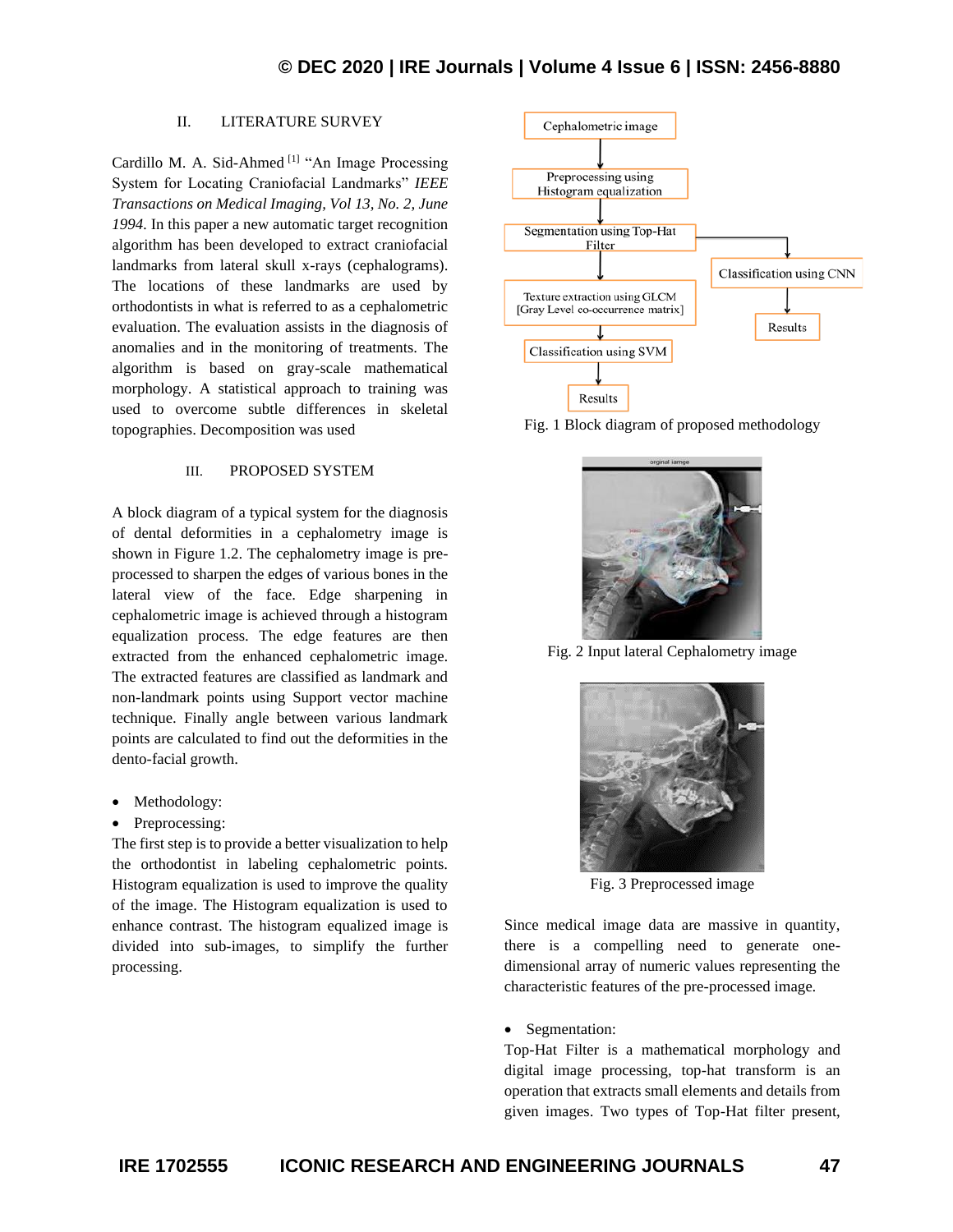## II. LITERATURE SURVEY

Cardillo M. A. Sid-Ahmed [1] "An Image Processing System for Locating Craniofacial Landmarks" *IEEE Transactions on Medical Imaging, Vol 13, No. 2, June 1994*. In this paper a new automatic target recognition algorithm has been developed to extract craniofacial landmarks from lateral skull x-rays (cephalograms). The locations of these landmarks are used by orthodontists in what is referred to as a cephalometric evaluation. The evaluation assists in the diagnosis of anomalies and in the monitoring of treatments. The algorithm is based on gray-scale mathematical morphology. A statistical approach to training was used to overcome subtle differences in skeletal topographies. Decomposition was used

## III. PROPOSED SYSTEM

A block diagram of a typical system for the diagnosis of dental deformities in a cephalometry image is shown in Figure 1.2. The cephalometry image is pre-processed to sharpen the edges of various bones in the lateral view of the face. Edge sharpening in cephalometric image is achieved through a histogram equalization process. The edge features are then extracted from the enhanced cephalometric image. The extracted features are classified as landmark and non-landmark points using Support vector machine technique. Finally angle between various landmark points are calculated to find out the deformities in the dento-facial growth.

- Methodology:
- Preprocessing:

The first step is to provide a better visualization to help the orthodontist in labeling cephalometric points. Histogram equalization is used to improve the quality of the image. The Histogram equalization is used to enhance contrast. The histogram equalized image is divided into sub-images, to simplify the further processing.

Fig. 1 Block diagram of proposed methodology

Fig. 2 Input lateral Cephalometry image

Fig. 3 Preprocessed image

Since medical image data are massive in quantity, there is a compelling need to generate one-dimensional array of numeric values representing the characteristic features of the pre-processed image.

- Segmentation:

Top-Hat Filter is a mathematical morphology and digital image processing, top-hat transform is an operation that extracts small elements and details from given images. Two types of Top-Hat filter present,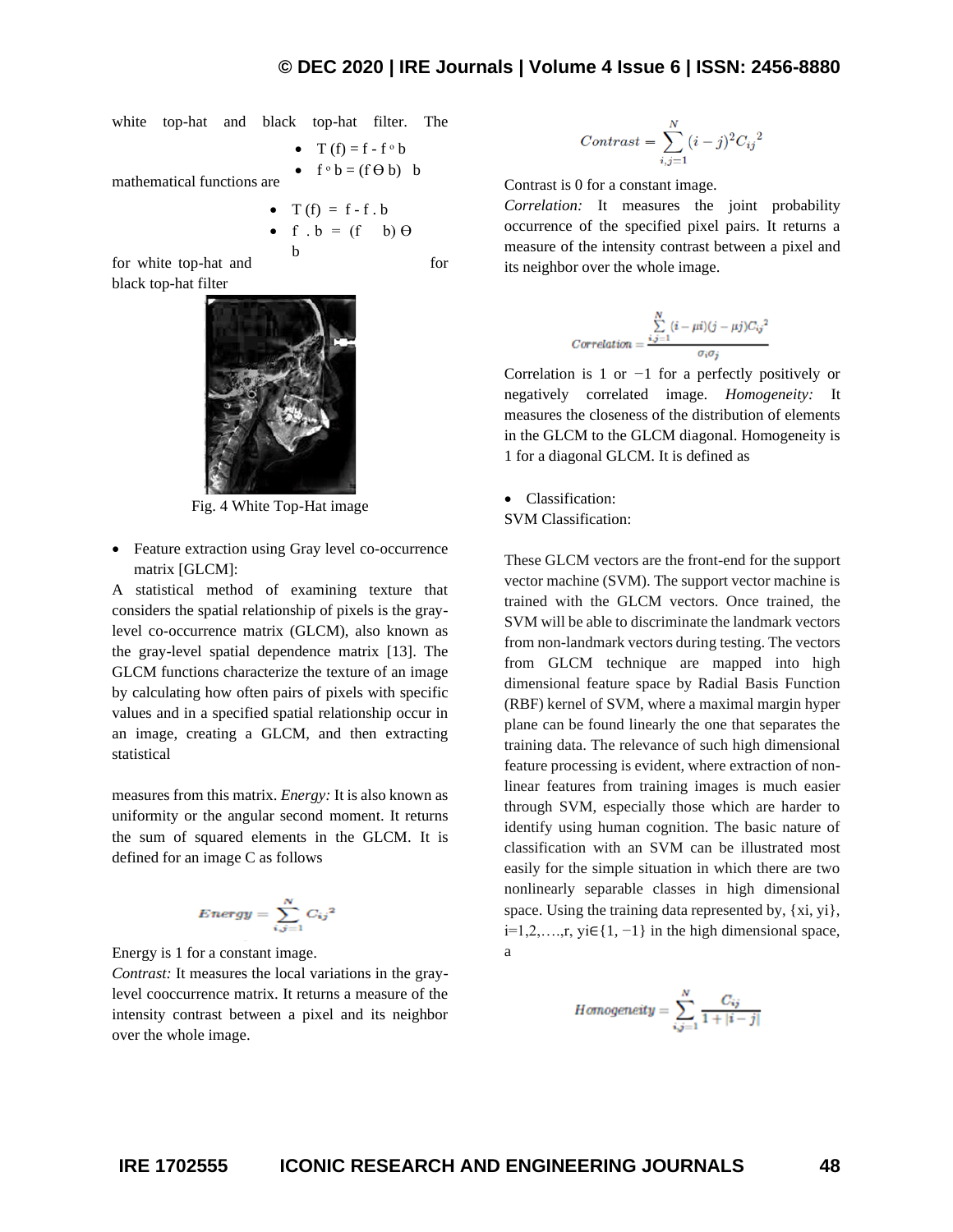white top-hat and black top-hat filter. The mathematical functions are

- $T(f) = f - f \circ b$
- $f \circ b = (f \ominus b) \oplus b$

for white top-hat and

- $T(f) = f - f \cdot b$
- $f \cdot b = (f \oplus b) \ominus b$

for black top-hat filter

Fig. 4 White Top-Hat image

- Feature extraction using Gray level co-occurrence matrix [GLCM]:

A statistical method of examining texture that considers the spatial relationship of pixels is the gray-level co-occurrence matrix (GLCM), also known as the gray-level spatial dependence matrix [13]. The GLCM functions characterize the texture of an image by calculating how often pairs of pixels with specific values and in a specified spatial relationship occur in an image, creating a GLCM, and then extracting statistical

measures from this matrix. *Energy:* It is also known as uniformity or the angular second moment. It returns the sum of squared elements in the GLCM. It is defined for an image C as follows

$$Energy = \sum_{i,j=1}^{N} C_{ij}^{2}$$

Energy is 1 for a constant image.

*Contrast:* It measures the local variations in the gray-level cooccurrence matrix. It returns a measure of the intensity contrast between a pixel and its neighbor over the whole image.

$$Contrast = \sum_{i,j=1}^{N} (i-j)^2 C_{ij}^{2}$$

Contrast is 0 for a constant image.

*Correlation:* It measures the joint probability occurrence of the specified pixel pairs. It returns a measure of the intensity contrast between a pixel and its neighbor over the whole image.

$$Correlation = \frac{\sum_{i,j=1}^{N} (i-\mu i)(j-\mu j) C_{ij}^{2}}{\sigma_i \sigma_j}$$

Correlation is 1 or −1 for a perfectly positively or negatively correlated image. *Homogeneity:* It measures the closeness of the distribution of elements in the GLCM to the GLCM diagonal. Homogeneity is 1 for a diagonal GLCM. It is defined as

$$Homogeneity = \sum_{i,j=1}^{N} \frac{C_{ij}}{1+|i-j|}$$

- Classification:

SVM Classification:

These GLCM vectors are the front-end for the support vector machine (SVM). The support vector machine is trained with the GLCM vectors. Once trained, the SVM will be able to discriminate the landmark vectors from non-landmark vectors during testing. The vectors from GLCM technique are mapped into high dimensional feature space by Radial Basis Function (RBF) kernel of SVM, where a maximal margin hyper plane can be found linearly the one that separates the training data. The relevance of such high dimensional feature processing is evident, where extraction of non-linear features from training images is much easier through SVM, especially those which are harder to identify using human cognition. The basic nature of classification with an SVM can be illustrated most easily for the simple situation in which there are two nonlinearly separable classes in high dimensional space. Using the training data represented by, $\{x_i, y_i\}$, $i=1,2,\ldots,r$, $y_i \in \{1, -1\}$ in the high dimensional space, a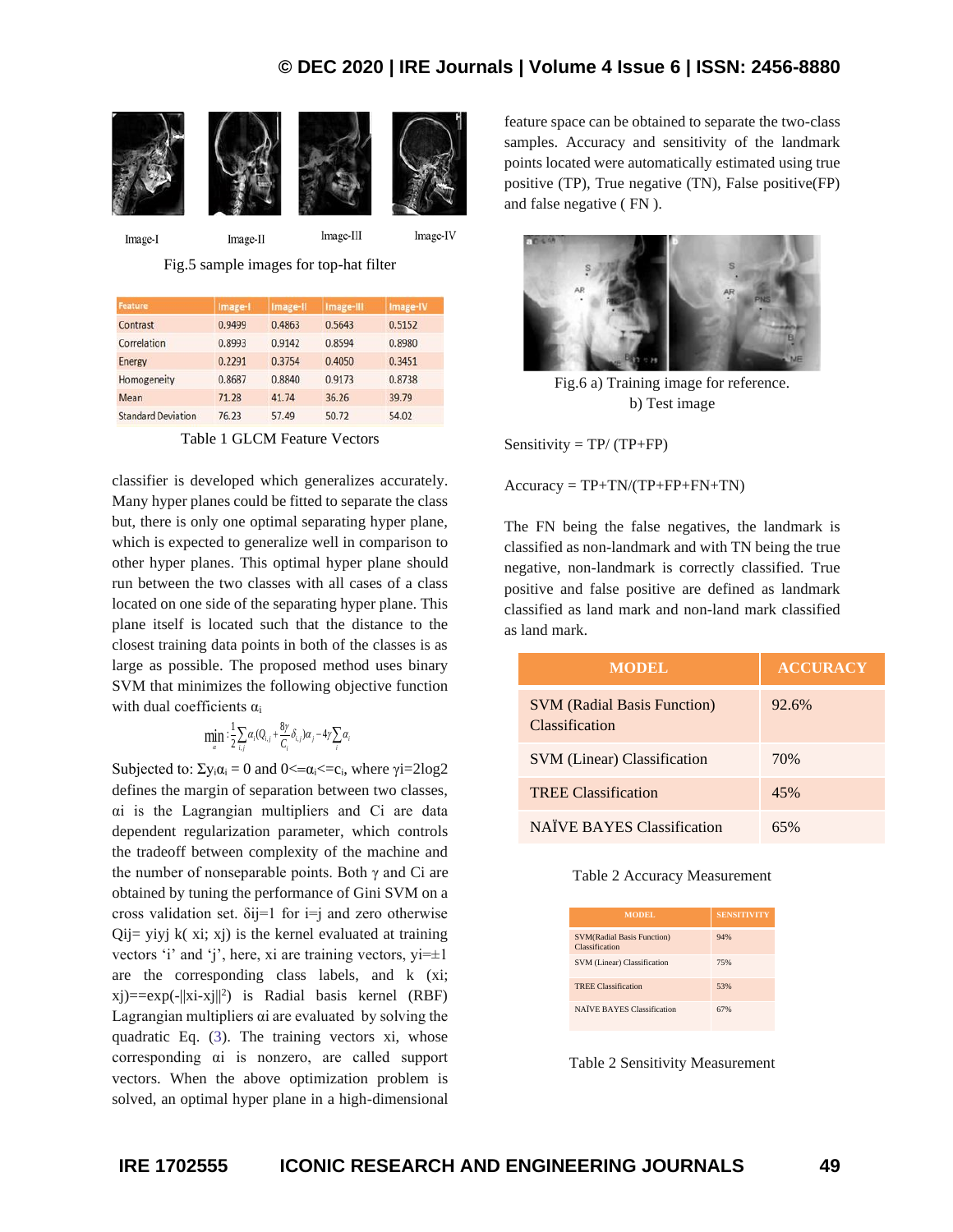Image-I Image-II Image-III Image-IV

Fig.5 sample images for top-hat filter

| Feature | Image-I | Image-II | Image-III | Image-IV |
|---|---|---|---|---|
| Contrast | 0.9499 | 0.4863 | 0.5643 | 0.5152 |
| Correlation | 0.8993 | 0.9142 | 0.8594 | 0.8980 |
| Energy | 0.2291 | 0.3754 | 0.4050 | 0.3451 |
| Homogeneity | 0.8687 | 0.8840 | 0.9173 | 0.8738 |
| Mean | 71.28 | 41.74 | 36.26 | 39.79 |
| Standard Deviation | 76.23 | 57.49 | 50.72 | 54.02 |

Table 1 GLCM Feature Vectors

classifier is developed which generalizes accurately. Many hyper planes could be fitted to separate the class but, there is only one optimal separating hyper plane, which is expected to generalize well in comparison to other hyper planes. This optimal hyper plane should run between the two classes with all cases of a class located on one side of the separating hyper plane. This plane itself is located such that the distance to the closest training data points in both of the classes is as large as possible. The proposed method uses binary SVM that minimizes the following objective function with dual coefficients $\alpha_i$

$$\min_{\alpha} : \frac{1}{2}\sum_{i,j} \alpha_i (Q_{i,j} + \frac{8\gamma}{C_i}\delta_{i,j})\alpha_j - 4\gamma \sum_i \alpha_i$$

Subjected to: $\Sigma y_i \alpha_i = 0$ and $0 <= \alpha_i <= c_i$, where $\gamma i = 2\log 2$ defines the margin of separation between two classes, $\alpha i$ is the Lagrangian multipliers and Ci are data dependent regularization parameter, which controls the tradeoff between complexity of the machine and the number of nonseparable points. Both $\gamma$ and Ci are obtained by tuning the performance of Gini SVM on a cross validation set. $\delta ij=1$ for i=j and zero otherwise $Qij= yiyj\ k(xi; xj)$ is the kernel evaluated at training vectors 'i' and 'j', here, xi are training vectors, $yi=\pm 1$ are the corresponding class labels, and k (xi; xj)==$\exp(-\|xi-xj\|^2)$ is Radial basis kernel (RBF) Lagrangian multipliers $\alpha i$ are evaluated by solving the quadratic Eq. (3). The training vectors xi, whose corresponding $\alpha i$ is nonzero, are called support vectors. When the above optimization problem is solved, an optimal hyper plane in a high-dimensional feature space can be obtained to separate the two-class samples. Accuracy and sensitivity of the landmark points located were automatically estimated using true positive (TP), True negative (TN), False positive(FP) and false negative ( FN ).

Fig.6 a) Training image for reference. b) Test image

Sensitivity = TP/ (TP+FP)

Accuracy = TP+TN/(TP+FP+FN+TN)

The FN being the false negatives, the landmark is classified as non-landmark and with TN being the true negative, non-landmark is correctly classified. True positive and false positive are defined as landmark classified as land mark and non-land mark classified as land mark.

| MODEL | ACCURACY |
|---|---|
| SVM (Radial Basis Function) Classification | 92.6% |
| SVM (Linear) Classification | 70% |
| TREE Classification | 45% |
| NAÏVE BAYES Classification | 65% |

Table 2 Accuracy Measurement

| MODEL | SENSITIVITY |
|---|---|
| SVM(Radial Basis Function) Classification | 94% |
| SVM (Linear) Classification | 75% |
| TREE Classification | 53% |
| NAÏVE BAYES Classification | 67% |

Table 2 Sensitivity Measurement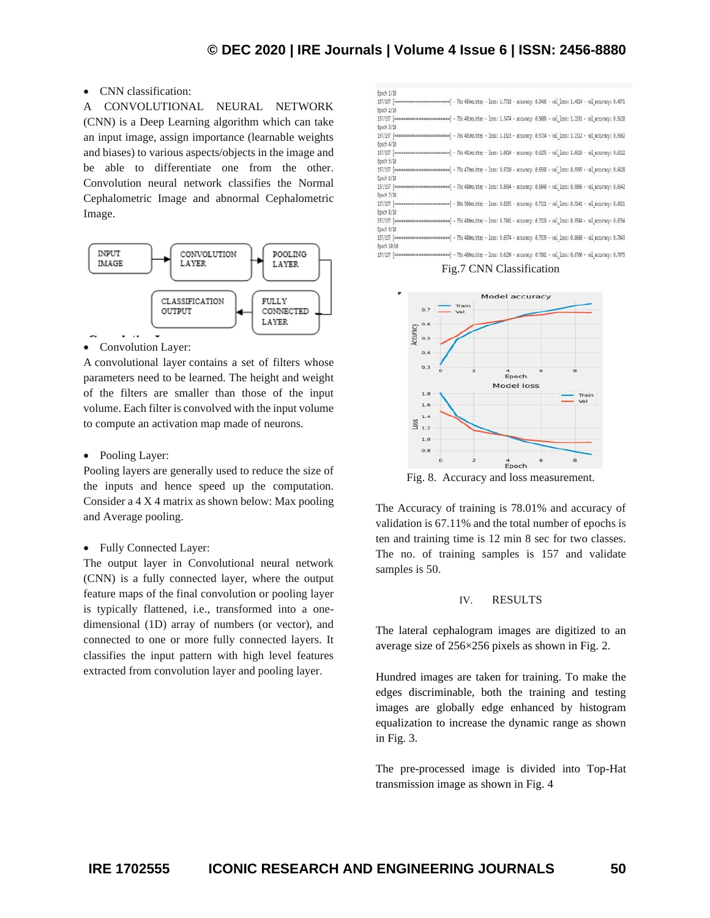- CNN classification:

A CONVOLUTIONAL NEURAL NETWORK (CNN) is a Deep Learning algorithm which can take an input image, assign importance (learnable weights and biases) to various aspects/objects in the image and be able to differentiate one from the other. Convolution neural network classifies the Normal Cephalometric Image and abnormal Cephalometric Image.

- Convolution Layer:

A convolutional layer contains a set of filters whose parameters need to be learned. The height and weight of the filters are smaller than those of the input volume. Each filter is convolved with the input volume to compute an activation map made of neurons.

- Pooling Layer:

Pooling layers are generally used to reduce the size of the inputs and hence speed up the computation. Consider a 4 X 4 matrix as shown below: Max pooling and Average pooling.

- Fully Connected Layer:

The output layer in Convolutional neural network (CNN) is a fully connected layer, where the output feature maps of the final convolution or pooling layer is typically flattened, i.e., transformed into a one-dimensional (1D) array of numbers (or vector), and connected to one or more fully connected layers. It classifies the input pattern with high level features extracted from convolution layer and pooling layer.

Fig.7 CNN Classification

Fig. 8. Accuracy and loss measurement.

The Accuracy of training is 78.01% and accuracy of validation is 67.11% and the total number of epochs is ten and training time is 12 min 8 sec for two classes. The no. of training samples is 157 and validate samples is 50.

## IV. RESULTS

The lateral cephalogram images are digitized to an average size of 256×256 pixels as shown in Fig. 2.

Hundred images are taken for training. To make the edges discriminable, both the training and testing images are globally edge enhanced by histogram equalization to increase the dynamic range as shown in Fig. 3.

The pre-processed image is divided into Top-Hat transmission image as shown in Fig. 4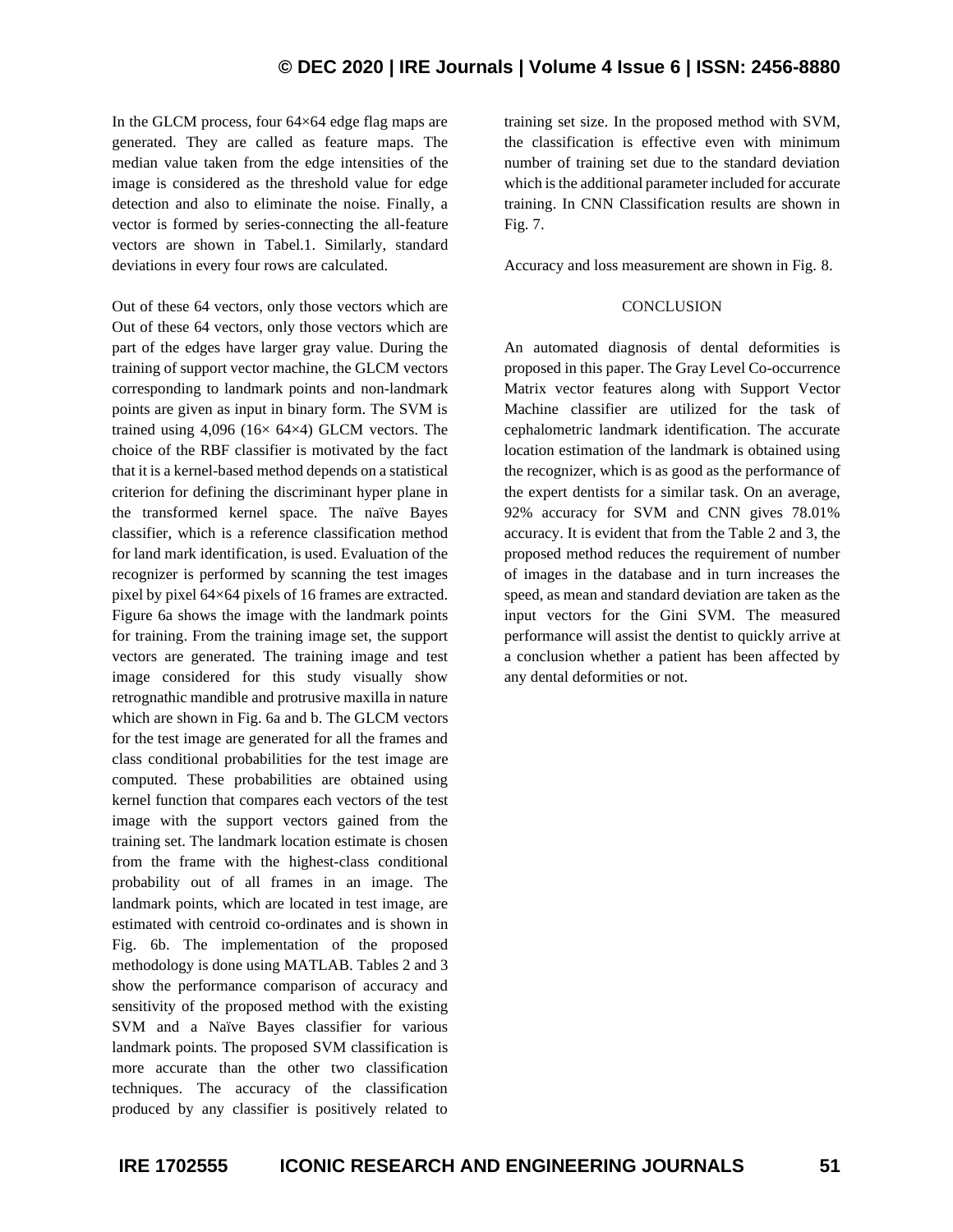In the GLCM process, four 64×64 edge flag maps are generated. They are called as feature maps. The median value taken from the edge intensities of the image is considered as the threshold value for edge detection and also to eliminate the noise. Finally, a vector is formed by series-connecting the all-feature vectors are shown in Tabel.1. Similarly, standard deviations in every four rows are calculated.

Out of these 64 vectors, only those vectors which are Out of these 64 vectors, only those vectors which are part of the edges have larger gray value. During the training of support vector machine, the GLCM vectors corresponding to landmark points and non-landmark points are given as input in binary form. The SVM is trained using 4,096 (16× 64×4) GLCM vectors. The choice of the RBF classifier is motivated by the fact that it is a kernel-based method depends on a statistical criterion for defining the discriminant hyper plane in the transformed kernel space. The naïve Bayes classifier, which is a reference classification method for land mark identification, is used. Evaluation of the recognizer is performed by scanning the test images pixel by pixel 64×64 pixels of 16 frames are extracted. Figure 6a shows the image with the landmark points for training. From the training image set, the support vectors are generated. The training image and test image considered for this study visually show retrognathic mandible and protrusive maxilla in nature which are shown in Fig. 6a and b. The GLCM vectors for the test image are generated for all the frames and class conditional probabilities for the test image are computed. These probabilities are obtained using kernel function that compares each vectors of the test image with the support vectors gained from the training set. The landmark location estimate is chosen from the frame with the highest-class conditional probability out of all frames in an image. The landmark points, which are located in test image, are estimated with centroid co-ordinates and is shown in Fig. 6b. The implementation of the proposed methodology is done using MATLAB. Tables 2 and 3 show the performance comparison of accuracy and sensitivity of the proposed method with the existing SVM and a Naïve Bayes classifier for various landmark points. The proposed SVM classification is more accurate than the other two classification techniques. The accuracy of the classification produced by any classifier is positively related to training set size. In the proposed method with SVM, the classification is effective even with minimum number of training set due to the standard deviation which is the additional parameter included for accurate training. In CNN Classification results are shown in Fig. 7.

Accuracy and loss measurement are shown in Fig. 8.

## CONCLUSION

An automated diagnosis of dental deformities is proposed in this paper. The Gray Level Co-occurrence Matrix vector features along with Support Vector Machine classifier are utilized for the task of cephalometric landmark identification. The accurate location estimation of the landmark is obtained using the recognizer, which is as good as the performance of the expert dentists for a similar task. On an average, 92% accuracy for SVM and CNN gives 78.01% accuracy. It is evident that from the Table 2 and 3, the proposed method reduces the requirement of number of images in the database and in turn increases the speed, as mean and standard deviation are taken as the input vectors for the Gini SVM. The measured performance will assist the dentist to quickly arrive at a conclusion whether a patient has been affected by any dental deformities or not.